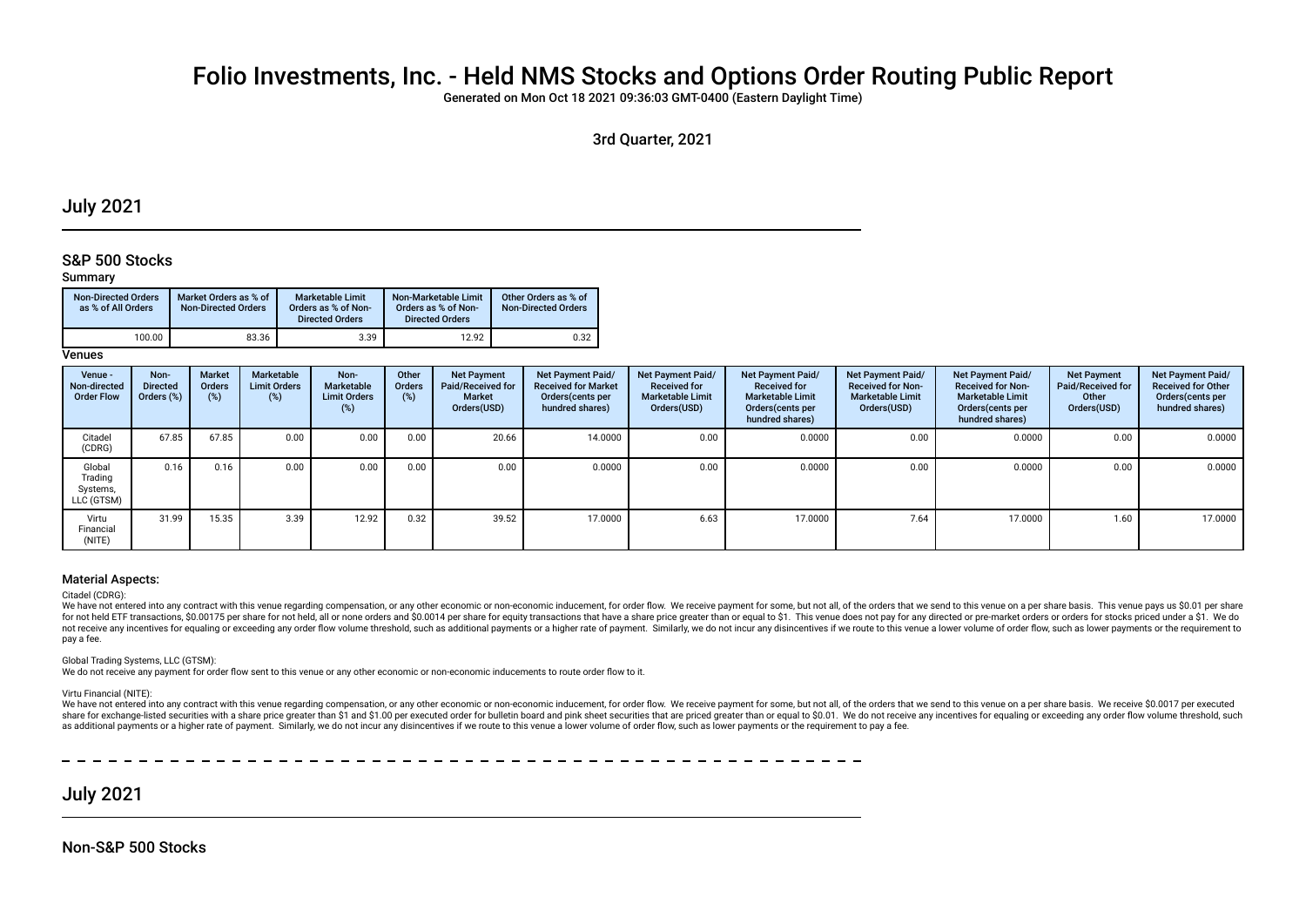# Folio Investments, Inc. - Held NMS Stocks and Options Order Routing Public Report

Generated on Mon Oct 18 2021 09:36:03 GMT-0400 (Eastern Daylight Time)

3rd Quarter, 2021

## July 2021

### S&P 500 Stocks

#### Summary

| Non-Directed Orders as % of All Orders | Market Orders as % of Non-Directed Orders | Marketable Limit Orders as % of Non-Directed Orders | Non-Marketable Limit Orders as % of Non-Directed Orders | Other Orders as % of Non-Directed Orders |
|---|---|---|---|---|
| 100.00 | 83.36 | 3.39 | 12.92 | 0.32 |

#### Venues

| Venue - Non-directed Order Flow | Non-Directed Orders (%) | Market Orders (%) | Marketable Limit Orders (%) | Non-Marketable Limit Orders (%) | Other Orders (%) | Net Payment Paid/Received for Market Orders(USD) | Net Payment Paid/ Received for Market Orders(cents per hundred shares) | Net Payment Paid/ Received for Marketable Limit Orders(USD) | Net Payment Paid/ Received for Marketable Limit Orders(cents per hundred shares) | Net Payment Paid/ Received for Non-Marketable Limit Orders(USD) | Net Payment Paid/ Received for Non-Marketable Limit Orders(cents per hundred shares) | Net Payment Paid/Received for Other Orders(USD) | Net Payment Paid/ Received for Other Orders(cents per hundred shares) |
|---|---|---|---|---|---|---|---|---|---|---|---|---|---|
| Citadel (CDRG) | 67.85 | 67.85 | 0.00 | 0.00 | 0.00 | 20.66 | 14.0000 | 0.00 | 0.0000 | 0.00 | 0.0000 | 0.00 | 0.0000 |
| Global Trading Systems, LLC (GTSM) | 0.16 | 0.16 | 0.00 | 0.00 | 0.00 | 0.00 | 0.0000 | 0.00 | 0.0000 | 0.00 | 0.0000 | 0.00 | 0.0000 |
| Virtu Financial (NITE) | 31.99 | 15.35 | 3.39 | 12.92 | 0.32 | 39.52 | 17.0000 | 6.63 | 17.0000 | 7.64 | 17.0000 | 1.60 | 17.0000 |

#### Material Aspects:

Citadel (CDRG):

We have not entered into any contract with this venue regarding compensation, or any other economic or non-economic inducement, for order flow. We receive payment for some, but not all, of the orders that we send to this venue on a per share basis. This venue pays us $0.01 per share for not held ETF transactions, $0.00175 per share for not held, all or none orders and $0.0014 per share for equity transactions that have a share price greater than or equal to $1. This venue does not pay for any directed or pre-market orders or orders for stocks priced under a $1. We do not receive any incentives for equaling or exceeding any order flow volume threshold, such as additional payments or a higher rate of payment. Similarly, we do not incur any disincentives if we route to this venue a lower volume of order flow, such as lower payments or the requirement to pay a fee.

Global Trading Systems, LLC (GTSM):

We do not receive any payment for order flow sent to this venue or any other economic or non-economic inducements to route order flow to it.

Virtu Financial (NITE):

We have not entered into any contract with this venue regarding compensation, or any other economic or non-economic inducement, for order flow. We receive payment for some, but not all, of the orders that we send to this venue on a per share basis. We receive $0.0017 per executed share for exchange-listed securities with a share price greater than $1 and $1.00 per executed order for bulletin board and pink sheet securities that are priced greater than or equal to $0.01. We do not receive any incentives for equaling or exceeding any order flow volume threshold, such as additional payments or a higher rate of payment. Similarly, we do not incur any disincentives if we route to this venue a lower volume of order flow, such as lower payments or the requirement to pay a fee.

## July 2021

### Non-S&P 500 Stocks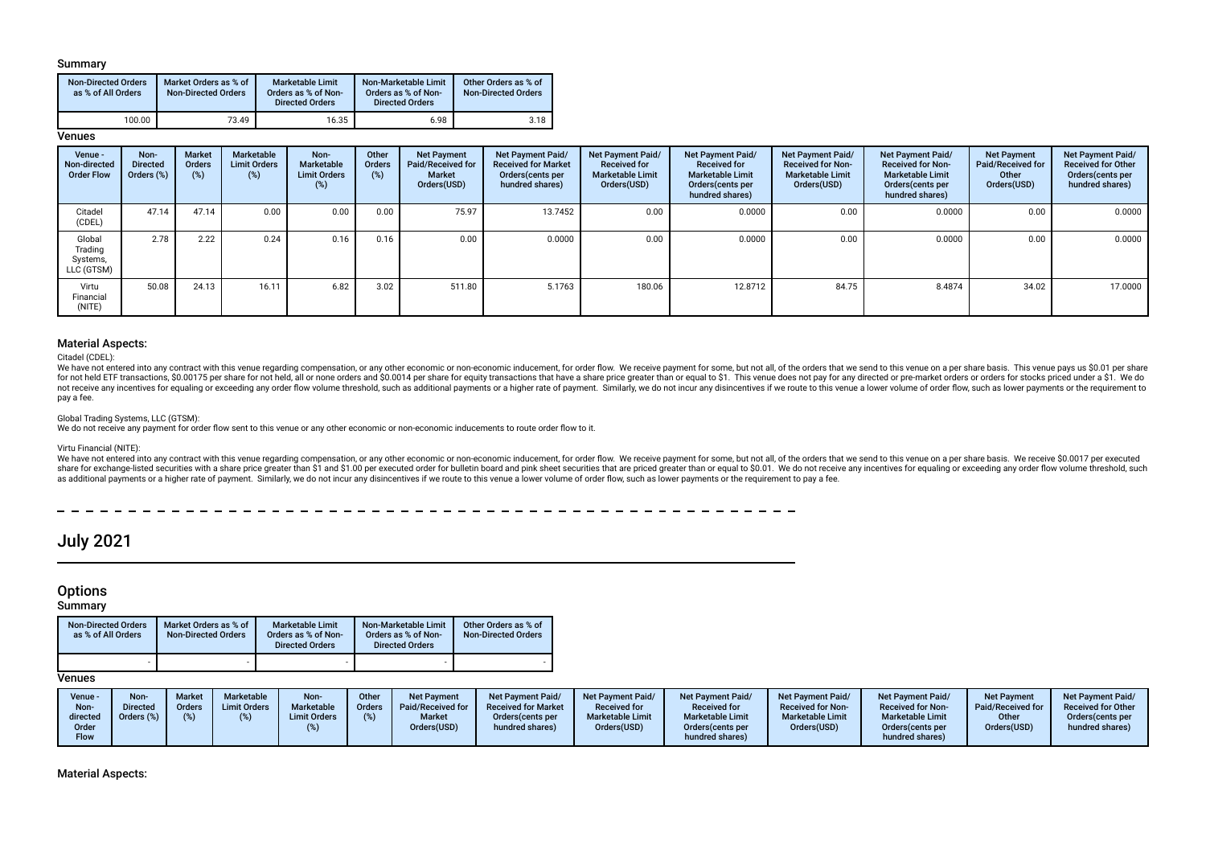### Summary

| Non-Directed Orders as % of All Orders | Market Orders as % of Non-Directed Orders | Marketable Limit Orders as % of Non-Directed Orders | Non-Marketable Limit Orders as % of Non-Directed Orders | Other Orders as % of Non-Directed Orders |
|---|---|---|---|---|
| 100.00 | 73.49 | 16.35 | 6.98 | 3.18 |

### Venues

| Venue - Non-directed Order Flow | Non-Directed Orders (%) | Market Orders (%) | Marketable Limit Orders (%) | Non-Marketable Limit Orders (%) | Other Orders (%) | Net Payment Paid/Received for Market Orders(USD) | Net Payment Paid/ Received for Market Orders(cents per hundred shares) | Net Payment Paid/ Received for Marketable Limit Orders(USD) | Net Payment Paid/ Received for Marketable Limit Orders(cents per hundred shares) | Net Payment Paid/ Received for Non-Marketable Limit Orders(USD) | Net Payment Paid/ Received for Non-Marketable Limit Orders(cents per hundred shares) | Net Payment Paid/Received for Other Orders(USD) | Net Payment Paid/ Received for Other Orders(cents per hundred shares) |
|---|---|---|---|---|---|---|---|---|---|---|---|---|---|
| Citadel (CDEL) | 47.14 | 47.14 | 0.00 | 0.00 | 0.00 | 75.97 | 13.7452 | 0.00 | 0.0000 | 0.00 | 0.0000 | 0.00 | 0.0000 |
| Global Trading Systems, LLC (GTSM) | 2.78 | 2.22 | 0.24 | 0.16 | 0.16 | 0.00 | 0.0000 | 0.00 | 0.0000 | 0.00 | 0.0000 | 0.00 | 0.0000 |
| Virtu Financial (NITE) | 50.08 | 24.13 | 16.11 | 6.82 | 3.02 | 511.80 | 5.1763 | 180.06 | 12.8712 | 84.75 | 8.4874 | 34.02 | 17.0000 |

### Material Aspects:

Citadel (CDEL):

We have not entered into any contract with this venue regarding compensation, or any other economic or non-economic inducement, for order flow. We receive payment for some, but not all, of the orders that we send to this venue on a per share basis. This venue pays us $0.01 per share for not held ETF transactions, $0.00175 per share for not held, all or none orders and $0.0014 per share for equity transactions that have a share price greater than or equal to $1. This venue does not pay for any directed or pre-market orders or orders for stocks priced under a $1. We do not receive any incentives for equaling or exceeding any order flow volume threshold, such as additional payments or a higher rate of payment. Similarly, we do not incur any disincentives if we route to this venue a lower volume of order flow, such as lower payments or the requirement to pay a fee.

Global Trading Systems, LLC (GTSM):

We do not receive any payment for order flow sent to this venue or any other economic or non-economic inducements to route order flow to it.

Virtu Financial (NITE):

We have not entered into any contract with this venue regarding compensation, or any other economic or non-economic inducement, for order flow. We receive payment for some, but not all, of the orders that we send to this venue on a per share basis. We receive $0.0017 per executed share for exchange-listed securities with a share price greater than $1 and $1.00 per executed order for bulletin board and pink sheet securities that are priced greater than or equal to $0.01. We do not receive any incentives for equaling or exceeding any order flow volume threshold, such as additional payments or a higher rate of payment. Similarly, we do not incur any disincentives if we route to this venue a lower volume of order flow, such as lower payments or the requirement to pay a fee.

# July 2021

## Options

### Summary

| Non-Directed Orders as % of All Orders | Market Orders as % of Non-Directed Orders | Marketable Limit Orders as % of Non-Directed Orders | Non-Marketable Limit Orders as % of Non-Directed Orders | Other Orders as % of Non-Directed Orders |
|---|---|---|---|---|
| - | - | - | - | - |

### Venues

| Venue - Non-directed Order Flow | Non-Directed Orders (%) | Market Orders (%) | Marketable Limit Orders (%) | Non-Marketable Limit Orders (%) | Other Orders (%) | Net Payment Paid/Received for Market Orders(USD) | Net Payment Paid/ Received for Market Orders(cents per hundred shares) | Net Payment Paid/ Received for Marketable Limit Orders(USD) | Net Payment Paid/ Received for Marketable Limit Orders(cents per hundred shares) | Net Payment Paid/ Received for Non-Marketable Limit Orders(USD) | Net Payment Paid/ Received for Non-Marketable Limit Orders(cents per hundred shares) | Net Payment Paid/Received for Other Orders(USD) | Net Payment Paid/ Received for Other Orders(cents per hundred shares) |
|---|---|---|---|---|---|---|---|---|---|---|---|---|---|

### Material Aspects: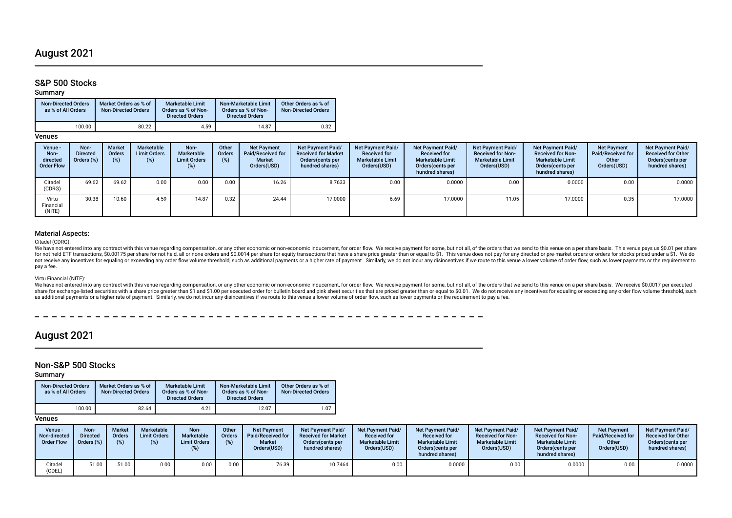# August 2021

## S&P 500 Stocks

### Summary

| Non-Directed Orders as % of All Orders | Market Orders as % of Non-Directed Orders | Marketable Limit Orders as % of Non-Directed Orders | Non-Marketable Limit Orders as % of Non-Directed Orders | Other Orders as % of Non-Directed Orders |
|---|---|---|---|---|
| 100.00 | 80.22 | 4.59 | 14.87 | 0.32 |

### Venues

| Venue - Non-directed Order Flow | Non-Directed Orders (%) | Market Orders (%) | Marketable Limit Orders (%) | Non-Marketable Limit Orders (%) | Other Orders (%) | Net Payment Paid/Received for Market Orders(USD) | Net Payment Paid/Received for Market Orders(cents per hundred shares) | Net Payment Paid/Received for Marketable Limit Orders(USD) | Net Payment Paid/Received for Marketable Limit Orders(cents per hundred shares) | Net Payment Paid/Received for Non-Marketable Limit Orders(USD) | Net Payment Paid/Received for Non-Marketable Limit Orders(cents per hundred shares) | Net Payment Paid/Received for Other Orders(USD) | Net Payment Paid/Received for Other Orders(cents per hundred shares) |
|---|---|---|---|---|---|---|---|---|---|---|---|---|---|
| Citadel (CDRG) | 69.62 | 69.62 | 0.00 | 0.00 | 0.00 | 16.26 | 8.7633 | 0.00 | 0.0000 | 0.00 | 0.0000 | 0.00 | 0.0000 |
| Virtu Financial (NITE) | 30.38 | 10.60 | 4.59 | 14.87 | 0.32 | 24.44 | 17.0000 | 6.69 | 17.0000 | 11.05 | 17.0000 | 0.35 | 17.0000 |

### Material Aspects:

Citadel (CDRG):

We have not entered into any contract with this venue regarding compensation, or any other economic or non-economic inducement, for order flow. We receive payment for some, but not all, of the orders that we send to this venue on a per share basis. This venue pays us $0.01 per share for not held ETF transactions, $0.00175 per share for not held, all or none orders and $0.0014 per share for equity transactions that have a share price greater than or equal to $1. This venue does not pay for any directed or pre-market orders or orders for stocks priced under a $1. We do not receive any incentives for equaling or exceeding any order flow volume threshold, such as additional payments or a higher rate of payment. Similarly, we do not incur any disincentives if we route to this venue a lower volume of order flow, such as lower payments or the requirement to pay a fee.

Virtu Financial (NITE):

We have not entered into any contract with this venue regarding compensation, or any other economic or non-economic inducement, for order flow. We receive payment for some, but not all, of the orders that we send to this venue on a per share basis. We receive $0.0017 per executed share for exchange-listed securities with a share price greater than $1 and $1.00 per executed order for bulletin board and pink sheet securities that are priced greater than or equal to $0.01. We do not receive any incentives for equaling or exceeding any order flow volume threshold, such as additional payments or a higher rate of payment. Similarly, we do not incur any disincentives if we route to this venue a lower volume of order flow, such as lower payments or the requirement to pay a fee.

# August 2021

## Non-S&P 500 Stocks

### Summary

| Non-Directed Orders as % of All Orders | Market Orders as % of Non-Directed Orders | Marketable Limit Orders as % of Non-Directed Orders | Non-Marketable Limit Orders as % of Non-Directed Orders | Other Orders as % of Non-Directed Orders |
|---|---|---|---|---|
| 100.00 | 82.64 | 4.21 | 12.07 | 1.07 |

### Venues

| Venue - Non-directed Order Flow | Non-Directed Orders (%) | Market Orders (%) | Marketable Limit Orders (%) | Non-Marketable Limit Orders (%) | Other Orders (%) | Net Payment Paid/Received for Market Orders(USD) | Net Payment Paid/Received for Market Orders(cents per hundred shares) | Net Payment Paid/Received for Marketable Limit Orders(USD) | Net Payment Paid/Received for Marketable Limit Orders(cents per hundred shares) | Net Payment Paid/Received for Non-Marketable Limit Orders(USD) | Net Payment Paid/Received for Non-Marketable Limit Orders(cents per hundred shares) | Net Payment Paid/Received for Other Orders(USD) | Net Payment Paid/Received for Other Orders(cents per hundred shares) |
|---|---|---|---|---|---|---|---|---|---|---|---|---|---|
| Citadel (CDEL) | 51.00 | 51.00 | 0.00 | 0.00 | 0.00 | 76.39 | 10.7464 | 0.00 | 0.0000 | 0.00 | 0.0000 | 0.00 | 0.0000 |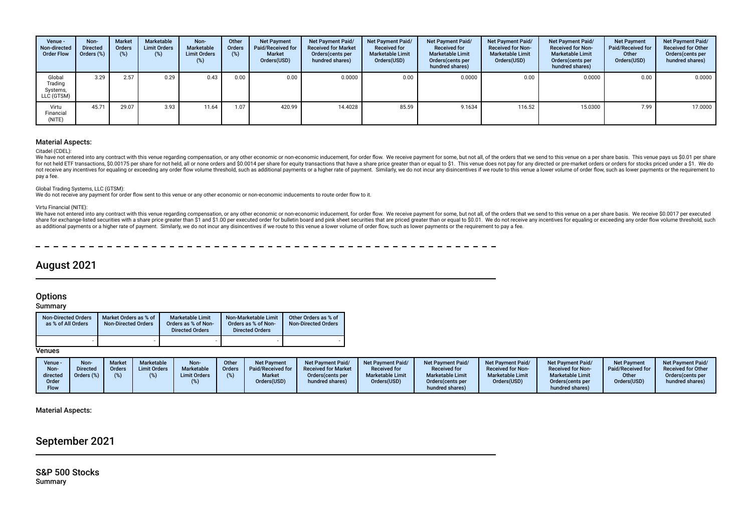| Venue - Non-directed Order Flow | Non-Directed Orders (%) | Market Orders (%) | Marketable Limit Orders (%) | Non-Marketable Limit Orders (%) | Other Orders (%) | Net Payment Paid/Received for Market Orders(USD) | Net Payment Paid/ Received for Market Orders(cents per hundred shares) | Net Payment Paid/ Received for Marketable Limit Orders(USD) | Net Payment Paid/ Received for Marketable Limit Orders(cents per hundred shares) | Net Payment Paid/ Received for Non-Marketable Limit Orders(USD) | Net Payment Paid/ Received for Non-Marketable Limit Orders(cents per hundred shares) | Net Payment Paid/Received for Other Orders(USD) | Net Payment Paid/ Received for Other Orders(cents per hundred shares) |
|---|---|---|---|---|---|---|---|---|---|---|---|---|---|
| Global Trading Systems, LLC (GTSM) | 3.29 | 2.57 | 0.29 | 0.43 | 0.00 | 0.00 | 0.0000 | 0.00 | 0.0000 | 0.00 | 0.0000 | 0.00 | 0.0000 |
| Virtu Financial (NITE) | 45.71 | 29.07 | 3.93 | 11.64 | 1.07 | 420.99 | 14.4028 | 85.59 | 9.1634 | 116.52 | 15.0300 | 7.99 | 17.0000 |

### Material Aspects:

Citadel (CDEL):

We have not entered into any contract with this venue regarding compensation, or any other economic or non-economic inducement, for order flow. We receive payment for some, but not all, of the orders that we send to this venue on a per share basis. This venue pays us $0.01 per share for not held ETF transactions, $0.00175 per share for not held, all or none orders and $0.0014 per share for equity transactions that have a share price greater than or equal to $1. This venue does not pay for any directed or pre-market orders or orders for stocks priced under a $1. We do not receive any incentives for equaling or exceeding any order flow volume threshold, such as additional payments or a higher rate of payment. Similarly, we do not incur any disincentives if we route to this venue a lower volume of order flow, such as lower payments or the requirement to pay a fee.

Global Trading Systems, LLC (GTSM):

We do not receive any payment for order flow sent to this venue or any other economic or non-economic inducements to route order flow to it.

Virtu Financial (NITE):

We have not entered into any contract with this venue regarding compensation, or any other economic or non-economic inducement, for order flow. We receive payment for some, but not all, of the orders that we send to this venue on a per share basis. We receive $0.0017 per executed share for exchange-listed securities with a share price greater than $1 and $1.00 per executed order for bulletin board and pink sheet securities that are priced greater than or equal to $0.01. We do not receive any incentives for equaling or exceeding any order flow volume threshold, such as additional payments or a higher rate of payment. Similarly, we do not incur any disincentives if we route to this venue a lower volume of order flow, such as lower payments or the requirement to pay a fee.

# August 2021

## Options

### Summary

| Non-Directed Orders as % of All Orders | Market Orders as % of Non-Directed Orders | Marketable Limit Orders as % of Non-Directed Orders | Non-Marketable Limit Orders as % of Non-Directed Orders | Other Orders as % of Non-Directed Orders |
|---|---|---|---|---|
| - | - | - | - | - |

### Venues

| Venue - Non-directed Order Flow | Non-Directed Orders (%) | Market Orders (%) | Marketable Limit Orders (%) | Non-Marketable Limit Orders (%) | Other Orders (%) | Net Payment Paid/Received for Market Orders(USD) | Net Payment Paid/ Received for Market Orders(cents per hundred shares) | Net Payment Paid/ Received for Marketable Limit Orders(USD) | Net Payment Paid/ Received for Marketable Limit Orders(cents per hundred shares) | Net Payment Paid/ Received for Non-Marketable Limit Orders(USD) | Net Payment Paid/ Received for Non-Marketable Limit Orders(cents per hundred shares) | Net Payment Paid/Received for Other Orders(USD) | Net Payment Paid/ Received for Other Orders(cents per hundred shares) |
|---|---|---|---|---|---|---|---|---|---|---|---|---|---|

### Material Aspects:

# September 2021

## S&P 500 Stocks

### Summary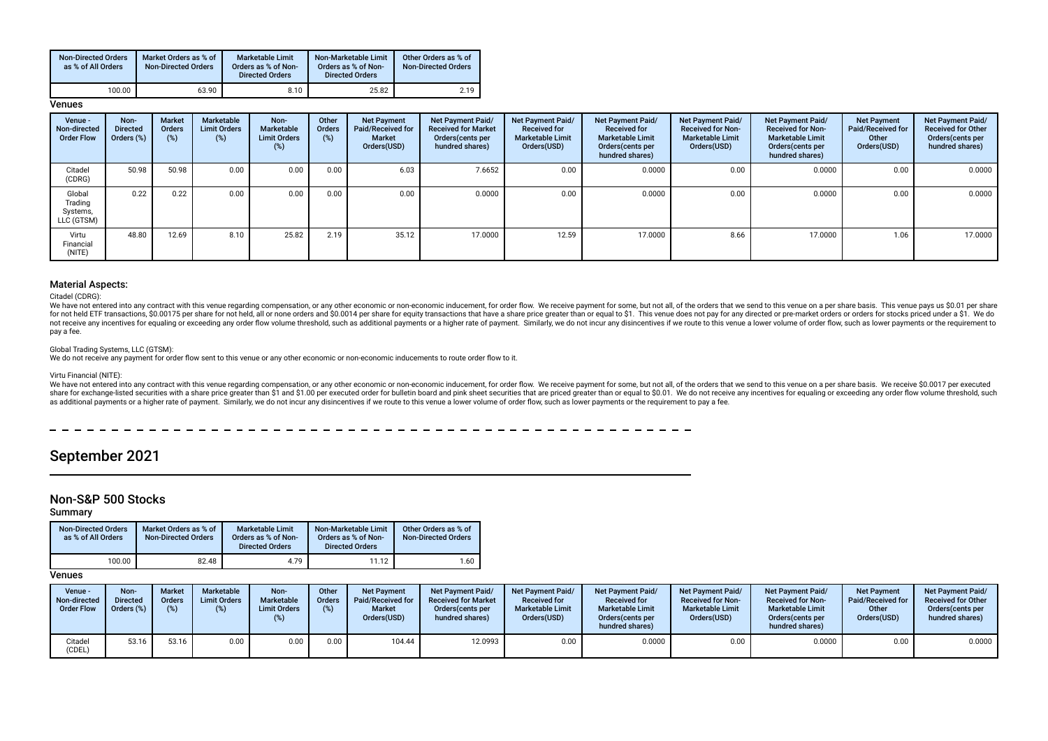| Non-Directed Orders as % of All Orders | Market Orders as % of Non-Directed Orders | Marketable Limit Orders as % of Non-Directed Orders | Non-Marketable Limit Orders as % of Non-Directed Orders | Other Orders as % of Non-Directed Orders |
|---|---|---|---|---|
| 100.00 | 63.90 | 8.10 | 25.82 | 2.19 |

**Venues**

| Venue - Non-directed Order Flow | Non-Directed Orders (%) | Market Orders (%) | Marketable Limit Orders (%) | Non-Marketable Limit Orders (%) | Other Orders (%) | Net Payment Paid/Received for Market Orders(USD) | Net Payment Paid/Received for Market Orders(cents per hundred shares) | Net Payment Paid/Received for Marketable Limit Orders(USD) | Net Payment Paid/Received for Marketable Limit Orders(cents per hundred shares) | Net Payment Paid/Received for Non-Marketable Limit Orders(USD) | Net Payment Paid/Received for Non-Marketable Limit Orders(cents per hundred shares) | Net Payment Paid/Received for Other Orders(USD) | Net Payment Paid/Received for Other Orders(cents per hundred shares) |
|---|---|---|---|---|---|---|---|---|---|---|---|---|---|
| Citadel (CDRG) | 50.98 | 50.98 | 0.00 | 0.00 | 0.00 | 6.03 | 7.6652 | 0.00 | 0.0000 | 0.00 | 0.0000 | 0.00 | 0.0000 |
| Global Trading Systems, LLC (GTSM) | 0.22 | 0.22 | 0.00 | 0.00 | 0.00 | 0.00 | 0.0000 | 0.00 | 0.0000 | 0.00 | 0.0000 | 0.00 | 0.0000 |
| Virtu Financial (NITE) | 48.80 | 12.69 | 8.10 | 25.82 | 2.19 | 35.12 | 17.0000 | 12.59 | 17.0000 | 8.66 | 17.0000 | 1.06 | 17.0000 |

### Material Aspects:

Citadel (CDRG):

We have not entered into any contract with this venue regarding compensation, or any other economic or non-economic inducement, for order flow. We receive payment for some, but not all, of the orders that we send to this venue on a per share basis. This venue pays us $0.01 per share for not held ETF transactions, $0.00175 per share for not held, all or none orders and $0.0014 per share for equity transactions that have a share price greater than or equal to $1. This venue does not pay for any directed or pre-market orders or orders for stocks priced under a $1. We do not receive any incentives for equaling or exceeding any order flow volume threshold, such as additional payments or a higher rate of payment. Similarly, we do not incur any disincentives if we route to this venue a lower volume of order flow, such as lower payments or the requirement to pay a fee.

Global Trading Systems, LLC (GTSM):

We do not receive any payment for order flow sent to this venue or any other economic or non-economic inducements to route order flow to it.

Virtu Financial (NITE):

We have not entered into any contract with this venue regarding compensation, or any other economic or non-economic inducement, for order flow. We receive payment for some, but not all, of the orders that we send to this venue on a per share basis. We receive $0.0017 per executed share for exchange-listed securities with a share price greater than $1 and $1.00 per executed order for bulletin board and pink sheet securities that are priced greater than or equal to $0.01. We do not receive any incentives for equaling or exceeding any order flow volume threshold, such as additional payments or a higher rate of payment. Similarly, we do not incur any disincentives if we route to this venue a lower volume of order flow, such as lower payments or the requirement to pay a fee.

# September 2021

## Non-S&P 500 Stocks

### Summary

| Non-Directed Orders as % of All Orders | Market Orders as % of Non-Directed Orders | Marketable Limit Orders as % of Non-Directed Orders | Non-Marketable Limit Orders as % of Non-Directed Orders | Other Orders as % of Non-Directed Orders |
|---|---|---|---|---|
| 100.00 | 82.48 | 4.79 | 11.12 | 1.60 |

**Venues**

| Venue - Non-directed Order Flow | Non-Directed Orders (%) | Market Orders (%) | Marketable Limit Orders (%) | Non-Marketable Limit Orders (%) | Other Orders (%) | Net Payment Paid/Received for Market Orders(USD) | Net Payment Paid/Received for Market Orders(cents per hundred shares) | Net Payment Paid/Received for Marketable Limit Orders(USD) | Net Payment Paid/Received for Marketable Limit Orders(cents per hundred shares) | Net Payment Paid/Received for Non-Marketable Limit Orders(USD) | Net Payment Paid/Received for Non-Marketable Limit Orders(cents per hundred shares) | Net Payment Paid/Received for Other Orders(USD) | Net Payment Paid/Received for Other Orders(cents per hundred shares) |
|---|---|---|---|---|---|---|---|---|---|---|---|---|---|
| Citadel (CDEL) | 53.16 | 53.16 | 0.00 | 0.00 | 0.00 | 104.44 | 12.0993 | 0.00 | 0.0000 | 0.00 | 0.0000 | 0.00 | 0.0000 |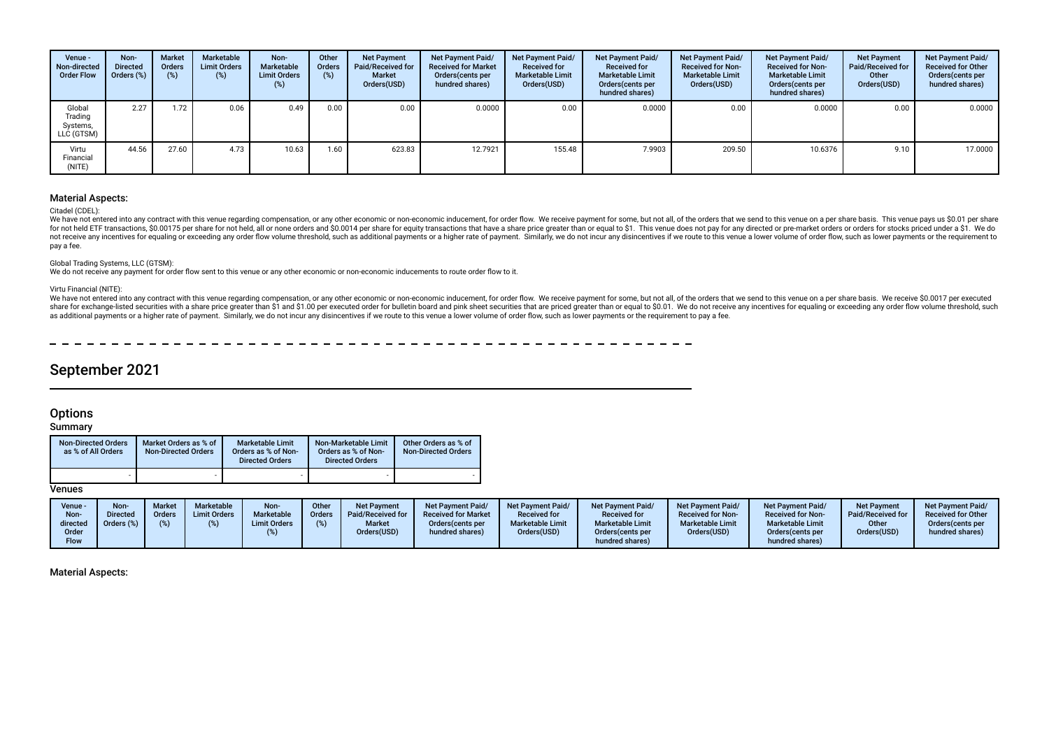| Venue - Non-directed Order Flow | Non-Directed Orders (%) | Market Orders (%) | Marketable Limit Orders (%) | Non-Marketable Limit Orders (%) | Other Orders (%) | Net Payment Paid/Received for Market Orders(USD) | Net Payment Paid/ Received for Market Orders(cents per hundred shares) | Net Payment Paid/ Received for Marketable Limit Orders(USD) | Net Payment Paid/ Received for Marketable Limit Orders(cents per hundred shares) | Net Payment Paid/ Received for Non-Marketable Limit Orders(USD) | Net Payment Paid/ Received for Non-Marketable Limit Orders(cents per hundred shares) | Net Payment Paid/Received for Other Orders(USD) | Net Payment Paid/ Received for Other Orders(cents per hundred shares) |
|---|---|---|---|---|---|---|---|---|---|---|---|---|---|
| Global Trading Systems, LLC (GTSM) | 2.27 | 1.72 | 0.06 | 0.49 | 0.00 | 0.00 | 0.0000 | 0.00 | 0.0000 | 0.00 | 0.0000 | 0.00 | 0.0000 |
| Virtu Financial (NITE) | 44.56 | 27.60 | 4.73 | 10.63 | 1.60 | 623.83 | 12.7921 | 155.48 | 7.9903 | 209.50 | 10.6376 | 9.10 | 17.0000 |

### Material Aspects:

Citadel (CDEL):

We have not entered into any contract with this venue regarding compensation, or any other economic or non-economic inducement, for order flow. We receive payment for some, but not all, of the orders that we send to this venue on a per share basis. This venue pays us $0.01 per share for not held ETF transactions, $0.00175 per share for not held, all or none orders and $0.0014 per share for equity transactions that have a share price greater than or equal to $1. This venue does not pay for any directed or pre-market orders or orders for stocks priced under a $1. We do not receive any incentives for equaling or exceeding any order flow volume threshold, such as additional payments or a higher rate of payment. Similarly, we do not incur any disincentives if we route to this venue a lower volume of order flow, such as lower payments or the requirement to pay a fee.

Global Trading Systems, LLC (GTSM):

We do not receive any payment for order flow sent to this venue or any other economic or non-economic inducements to route order flow to it.

Virtu Financial (NITE):

We have not entered into any contract with this venue regarding compensation, or any other economic or non-economic inducement, for order flow. We receive payment for some, but not all, of the orders that we send to this venue on a per share basis. We receive $0.0017 per executed share for exchange-listed securities with a share price greater than $1 and $1.00 per executed order for bulletin board and pink sheet securities that are priced greater than or equal to $0.01. We do not receive any incentives for equaling or exceeding any order flow volume threshold, such as additional payments or a higher rate of payment. Similarly, we do not incur any disincentives if we route to this venue a lower volume of order flow, such as lower payments or the requirement to pay a fee.

# September 2021

## Options

### Summary

| Non-Directed Orders as % of All Orders | Market Orders as % of Non-Directed Orders | Marketable Limit Orders as % of Non-Directed Orders | Non-Marketable Limit Orders as % of Non-Directed Orders | Other Orders as % of Non-Directed Orders |
|---|---|---|---|---|
| - | - | - | - | - |

### Venues

| Venue - Non-directed Order Flow | Non-Directed Orders (%) | Market Orders (%) | Marketable Limit Orders (%) | Non-Marketable Limit Orders (%) | Other Orders (%) | Net Payment Paid/Received for Market Orders(USD) | Net Payment Paid/ Received for Market Orders(cents per hundred shares) | Net Payment Paid/ Received for Marketable Limit Orders(USD) | Net Payment Paid/ Received for Marketable Limit Orders(cents per hundred shares) | Net Payment Paid/ Received for Non-Marketable Limit Orders(USD) | Net Payment Paid/ Received for Non-Marketable Limit Orders(cents per hundred shares) | Net Payment Paid/Received for Other Orders(USD) | Net Payment Paid/ Received for Other Orders(cents per hundred shares) |
|---|---|---|---|---|---|---|---|---|---|---|---|---|---|

### Material Aspects: